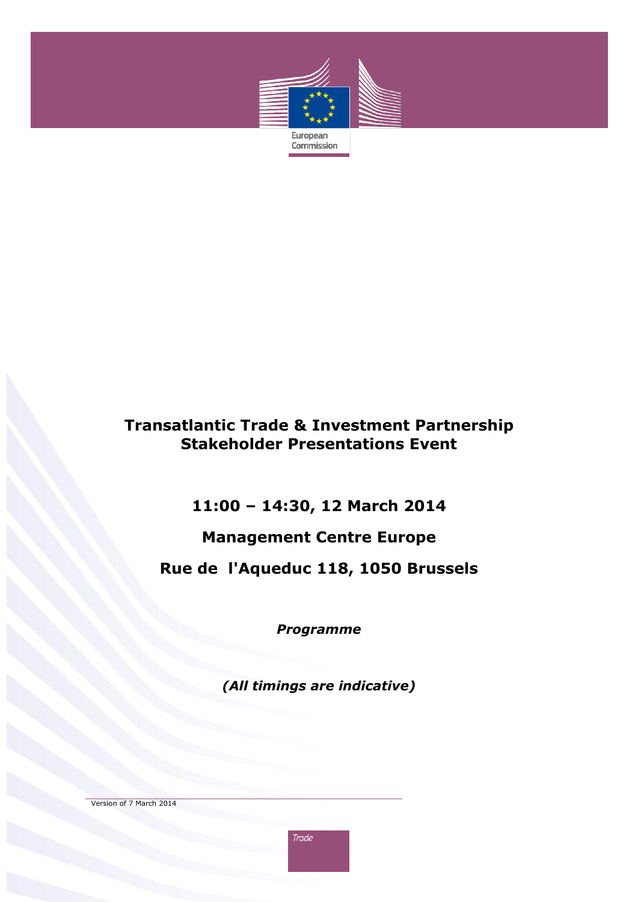European Commission

# Transatlantic Trade & Investment Partnership Stakeholder Presentations Event

**11:00 – 14:30, 12 March 2014**

**Management Centre Europe**

**Rue de l'Aqueduc 118, 1050 Brussels**

***Programme***

***(All timings are indicative)***

Version of 7 March 2014

Trade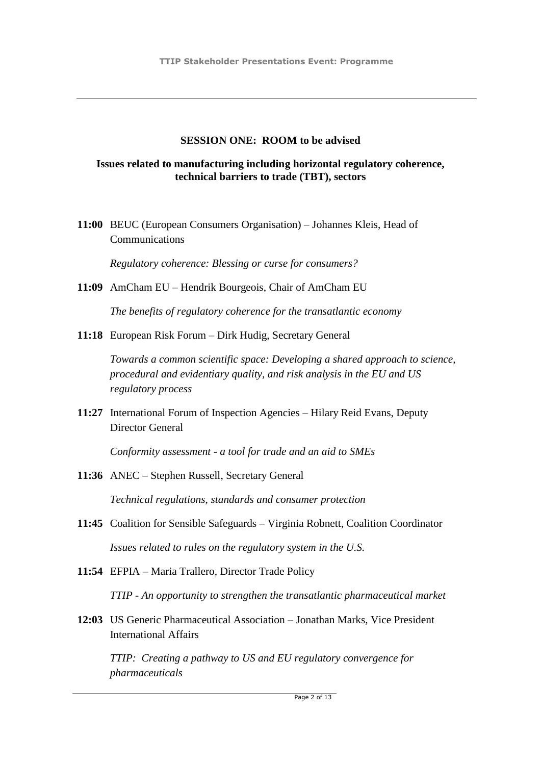## SESSION ONE: ROOM to be advised

### Issues related to manufacturing including horizontal regulatory coherence, technical barriers to trade (TBT), sectors

**11:00** BEUC (European Consumers Organisation) – Johannes Kleis, Head of Communications

*Regulatory coherence: Blessing or curse for consumers?*

**11:09** AmCham EU – Hendrik Bourgeois, Chair of AmCham EU

*The benefits of regulatory coherence for the transatlantic economy*

**11:18** European Risk Forum – Dirk Hudig, Secretary General

*Towards a common scientific space: Developing a shared approach to science, procedural and evidentiary quality, and risk analysis in the EU and US regulatory process*

**11:27** International Forum of Inspection Agencies – Hilary Reid Evans, Deputy Director General

*Conformity assessment - a tool for trade and an aid to SMEs*

**11:36** ANEC – Stephen Russell, Secretary General

*Technical regulations, standards and consumer protection*

**11:45** Coalition for Sensible Safeguards – Virginia Robnett, Coalition Coordinator

*Issues related to rules on the regulatory system in the U.S.*

**11:54** EFPIA – Maria Trallero, Director Trade Policy

*TTIP - An opportunity to strengthen the transatlantic pharmaceutical market*

**12:03** US Generic Pharmaceutical Association – Jonathan Marks, Vice President International Affairs

*TTIP: Creating a pathway to US and EU regulatory convergence for pharmaceuticals*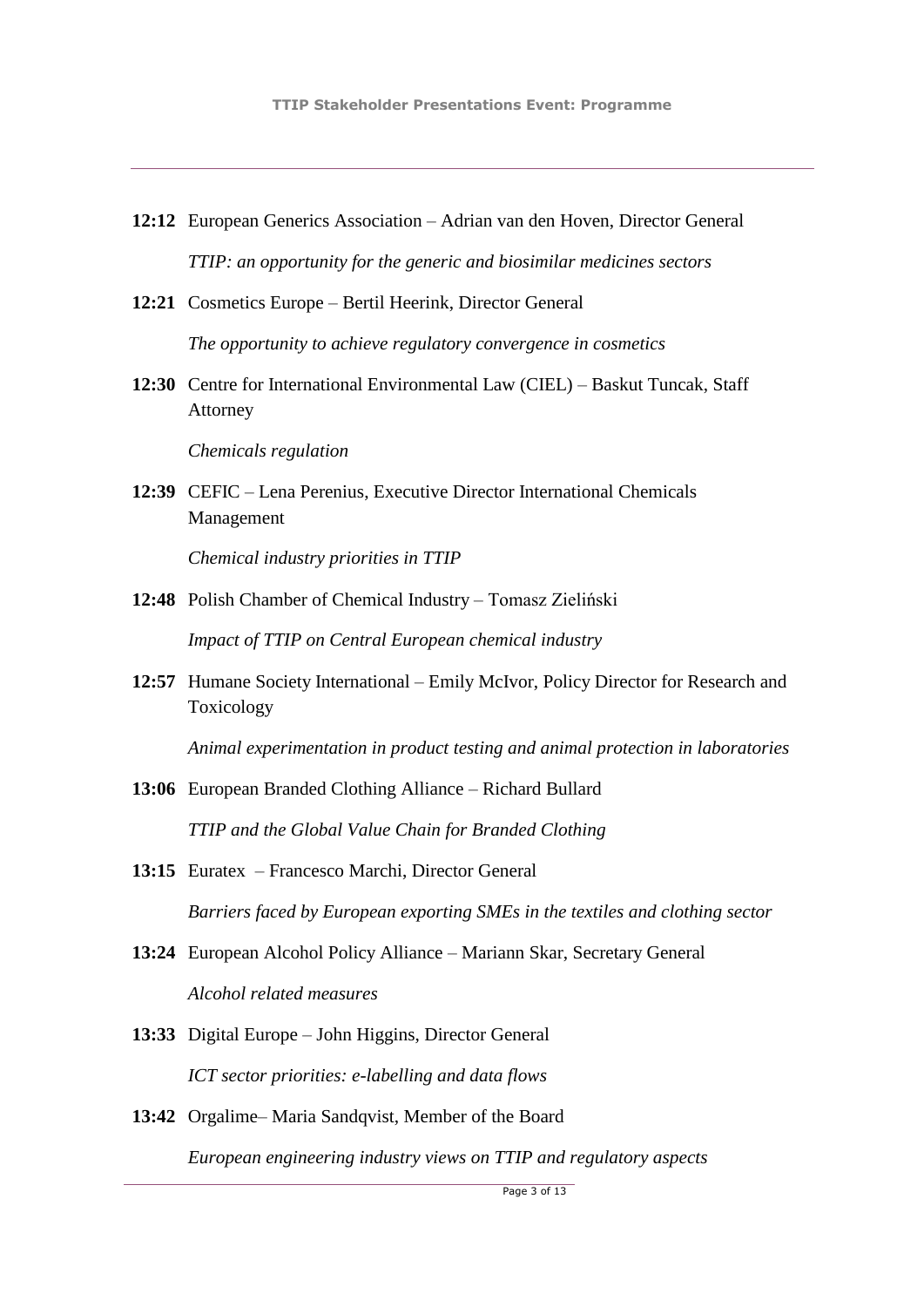**12:12** European Generics Association – Adrian van den Hoven, Director General

*TTIP: an opportunity for the generic and biosimilar medicines sectors*

**12:21** Cosmetics Europe – Bertil Heerink, Director General

*The opportunity to achieve regulatory convergence in cosmetics*

**12:30** Centre for International Environmental Law (CIEL) – Baskut Tuncak, Staff Attorney

*Chemicals regulation*

**12:39** CEFIC – Lena Perenius, Executive Director International Chemicals Management

*Chemical industry priorities in TTIP*

**12:48** Polish Chamber of Chemical Industry – Tomasz Zieliński

*Impact of TTIP on Central European chemical industry*

**12:57** Humane Society International – Emily McIvor, Policy Director for Research and Toxicology

*Animal experimentation in product testing and animal protection in laboratories*

**13:06** European Branded Clothing Alliance – Richard Bullard

*TTIP and the Global Value Chain for Branded Clothing*

**13:15** Euratex – Francesco Marchi, Director General

*Barriers faced by European exporting SMEs in the textiles and clothing sector*

**13:24** European Alcohol Policy Alliance – Mariann Skar, Secretary General

*Alcohol related measures*

**13:33** Digital Europe – John Higgins, Director General

*ICT sector priorities: e-labelling and data flows*

**13:42** Orgalime– Maria Sandqvist, Member of the Board

*European engineering industry views on TTIP and regulatory aspects*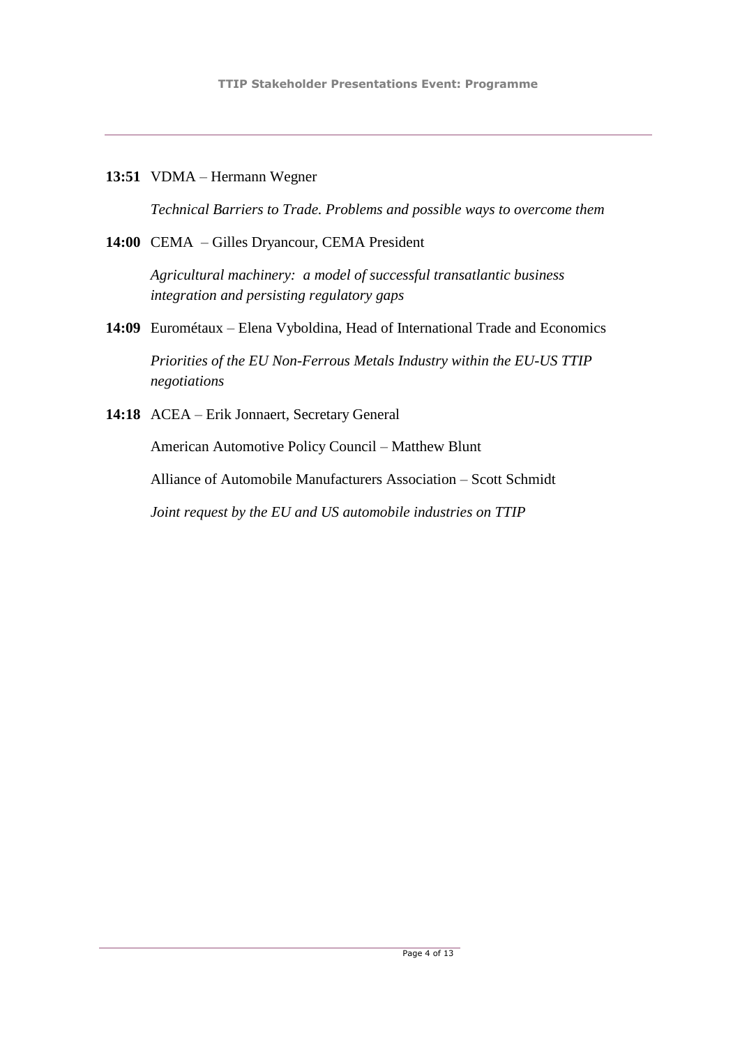**13:51** VDMA – Hermann Wegner

*Technical Barriers to Trade. Problems and possible ways to overcome them*

**14:00** CEMA – Gilles Dryancour, CEMA President

*Agricultural machinery: a model of successful transatlantic business integration and persisting regulatory gaps*

**14:09** Eurométaux – Elena Vyboldina, Head of International Trade and Economics

*Priorities of the EU Non-Ferrous Metals Industry within the EU-US TTIP negotiations*

**14:18** ACEA – Erik Jonnaert, Secretary General

American Automotive Policy Council – Matthew Blunt

Alliance of Automobile Manufacturers Association – Scott Schmidt

*Joint request by the EU and US automobile industries on TTIP*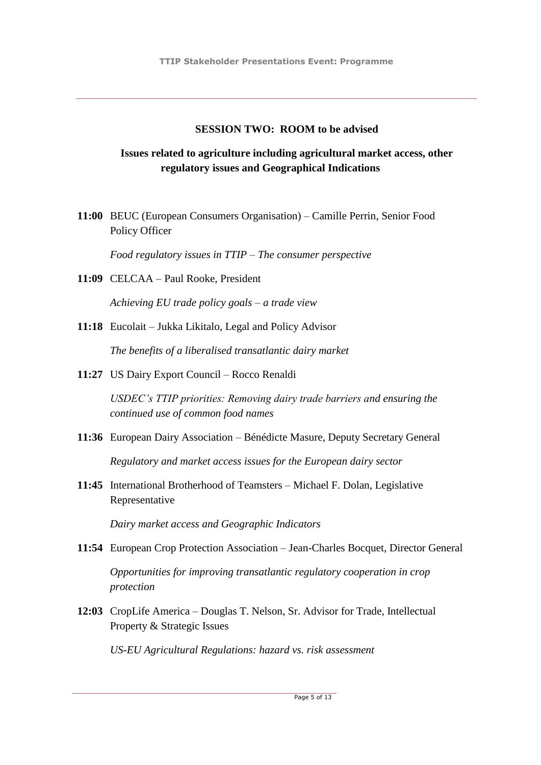## SESSION TWO: ROOM to be advised

### Issues related to agriculture including agricultural market access, other regulatory issues and Geographical Indications

**11:00** BEUC (European Consumers Organisation) – Camille Perrin, Senior Food Policy Officer

*Food regulatory issues in TTIP – The consumer perspective*

**11:09** CELCAA – Paul Rooke, President

*Achieving EU trade policy goals – a trade view*

**11:18** Eucolait – Jukka Likitalo, Legal and Policy Advisor

*The benefits of a liberalised transatlantic dairy market*

**11:27** US Dairy Export Council – Rocco Renaldi

*USDEC's TTIP priorities: Removing dairy trade barriers and ensuring the continued use of common food names*

**11:36** European Dairy Association – Bénédicte Masure, Deputy Secretary General

*Regulatory and market access issues for the European dairy sector*

**11:45** International Brotherhood of Teamsters – Michael F. Dolan, Legislative Representative

*Dairy market access and Geographic Indicators*

**11:54** European Crop Protection Association – Jean-Charles Bocquet, Director General

*Opportunities for improving transatlantic regulatory cooperation in crop protection*

**12:03** CropLife America – Douglas T. Nelson, Sr. Advisor for Trade, Intellectual Property & Strategic Issues

*US-EU Agricultural Regulations: hazard vs. risk assessment*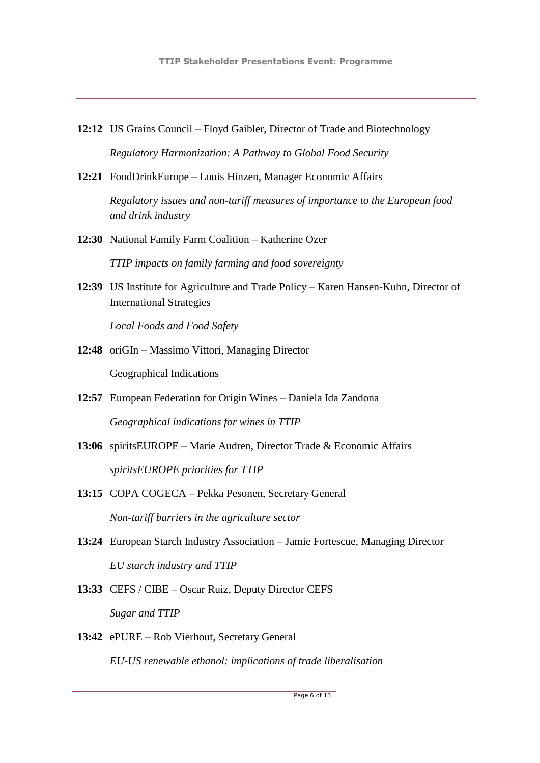**12:12** US Grains Council – Floyd Gaibler, Director of Trade and Biotechnology

*Regulatory Harmonization: A Pathway to Global Food Security*

**12:21** FoodDrinkEurope – Louis Hinzen, Manager Economic Affairs

*Regulatory issues and non-tariff measures of importance to the European food and drink industry*

**12:30** National Family Farm Coalition – Katherine Ozer

*TTIP impacts on family farming and food sovereignty*

**12:39** US Institute for Agriculture and Trade Policy – Karen Hansen-Kuhn, Director of International Strategies

*Local Foods and Food Safety*

**12:48** oriGIn – Massimo Vittori, Managing Director

Geographical Indications

**12:57** European Federation for Origin Wines – Daniela Ida Zandona

*Geographical indications for wines in TTIP*

**13:06** spiritsEUROPE – Marie Audren, Director Trade & Economic Affairs

*spiritsEUROPE priorities for TTIP*

**13:15** COPA COGECA – Pekka Pesonen, Secretary General

*Non-tariff barriers in the agriculture sector*

**13:24** European Starch Industry Association – Jamie Fortescue, Managing Director

*EU starch industry and TTIP*

**13:33** CEFS / CIBE – Oscar Ruiz, Deputy Director CEFS

*Sugar and TTIP*

**13:42** ePURE – Rob Vierhout, Secretary General

*EU-US renewable ethanol: implications of trade liberalisation*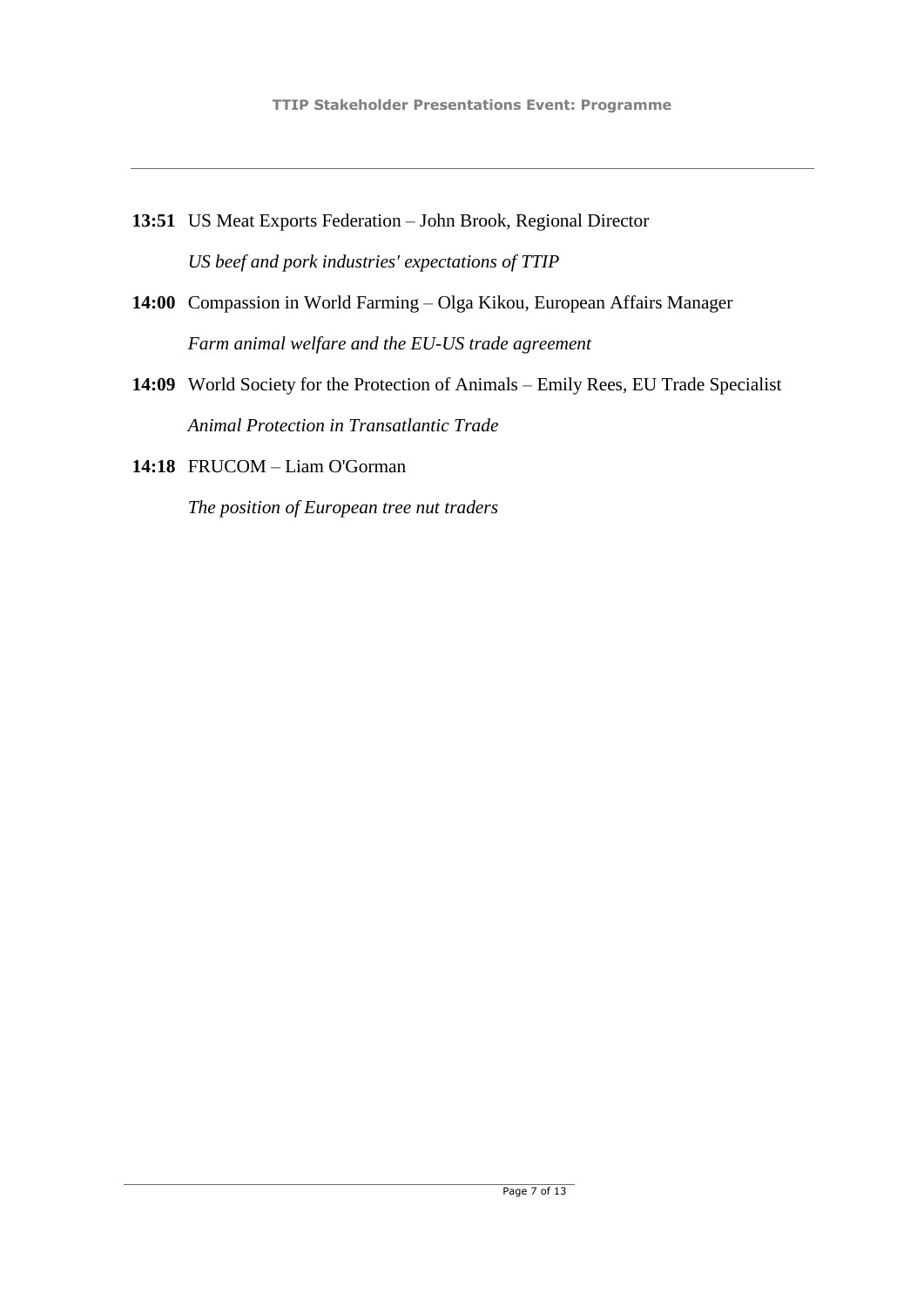**13:51** US Meat Exports Federation – John Brook, Regional Director

*US beef and pork industries' expectations of TTIP*

**14:00** Compassion in World Farming – Olga Kikou, European Affairs Manager

*Farm animal welfare and the EU-US trade agreement*

**14:09** World Society for the Protection of Animals – Emily Rees, EU Trade Specialist

*Animal Protection in Transatlantic Trade*

**14:18** FRUCOM – Liam O'Gorman

*The position of European tree nut traders*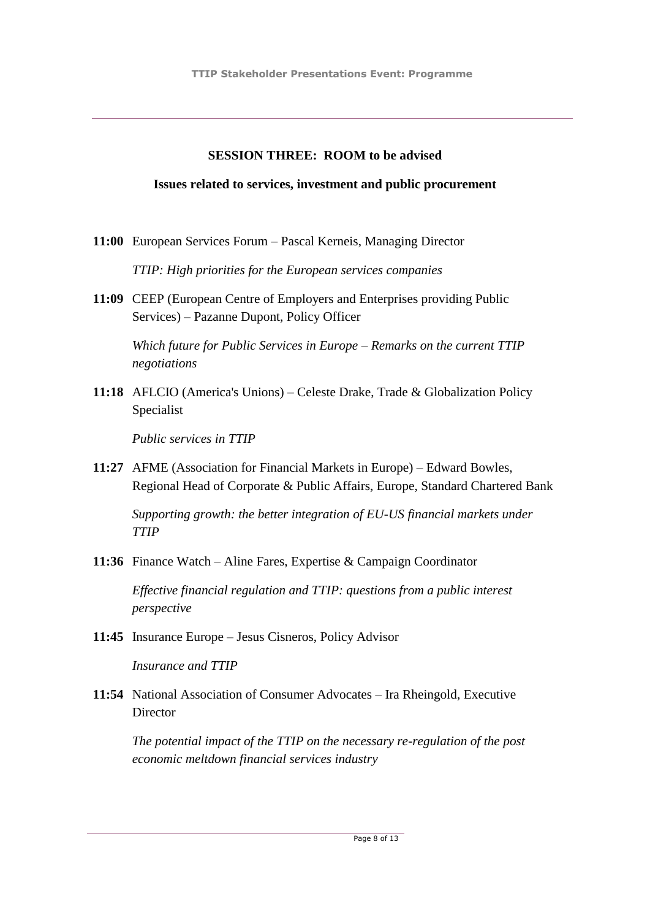## SESSION THREE: ROOM to be advised

### Issues related to services, investment and public procurement

**11:00** European Services Forum – Pascal Kerneis, Managing Director

*TTIP: High priorities for the European services companies*

**11:09** CEEP (European Centre of Employers and Enterprises providing Public Services) – Pazanne Dupont, Policy Officer

*Which future for Public Services in Europe – Remarks on the current TTIP negotiations*

**11:18** AFLCIO (America's Unions) – Celeste Drake, Trade & Globalization Policy Specialist

*Public services in TTIP*

**11:27** AFME (Association for Financial Markets in Europe) – Edward Bowles, Regional Head of Corporate & Public Affairs, Europe, Standard Chartered Bank

*Supporting growth: the better integration of EU-US financial markets under TTIP*

**11:36** Finance Watch – Aline Fares, Expertise & Campaign Coordinator

*Effective financial regulation and TTIP: questions from a public interest perspective*

**11:45** Insurance Europe – Jesus Cisneros, Policy Advisor

*Insurance and TTIP*

**11:54** National Association of Consumer Advocates – Ira Rheingold, Executive Director

*The potential impact of the TTIP on the necessary re-regulation of the post economic meltdown financial services industry*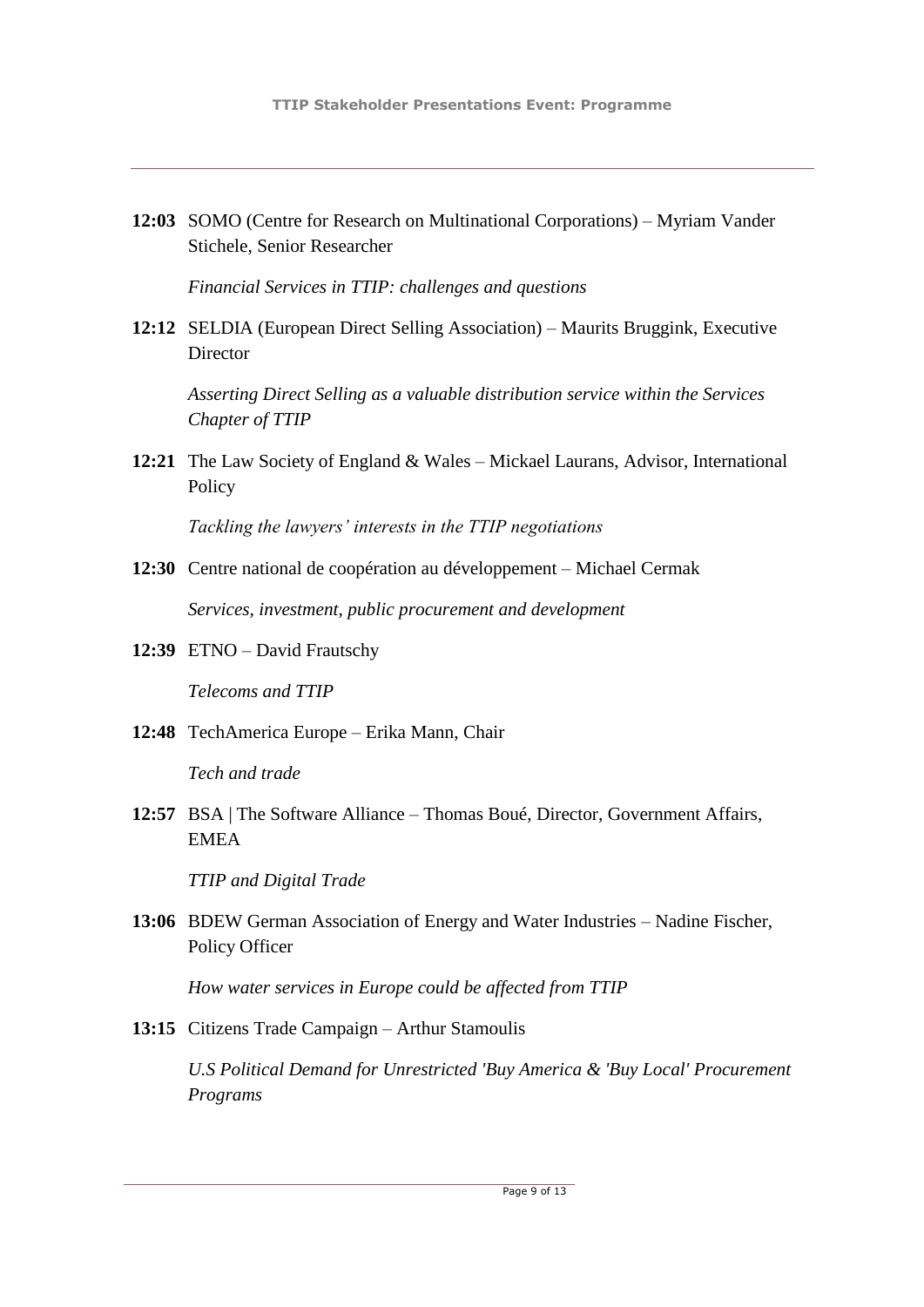**12:03** SOMO (Centre for Research on Multinational Corporations) – Myriam Vander Stichele, Senior Researcher

*Financial Services in TTIP: challenges and questions*

**12:12** SELDIA (European Direct Selling Association) – Maurits Bruggink, Executive Director

*Asserting Direct Selling as a valuable distribution service within the Services Chapter of TTIP*

**12:21** The Law Society of England & Wales – Mickael Laurans, Advisor, International Policy

*Tackling the lawyers' interests in the TTIP negotiations*

**12:30** Centre national de coopération au développement – Michael Cermak

*Services, investment, public procurement and development*

**12:39** ETNO – David Frautschy

*Telecoms and TTIP*

**12:48** TechAmerica Europe – Erika Mann, Chair

*Tech and trade*

**12:57** BSA | The Software Alliance – Thomas Boué, Director, Government Affairs, EMEA

*TTIP and Digital Trade*

**13:06** BDEW German Association of Energy and Water Industries – Nadine Fischer, Policy Officer

*How water services in Europe could be affected from TTIP*

**13:15** Citizens Trade Campaign – Arthur Stamoulis

*U.S Political Demand for Unrestricted 'Buy America & 'Buy Local' Procurement Programs*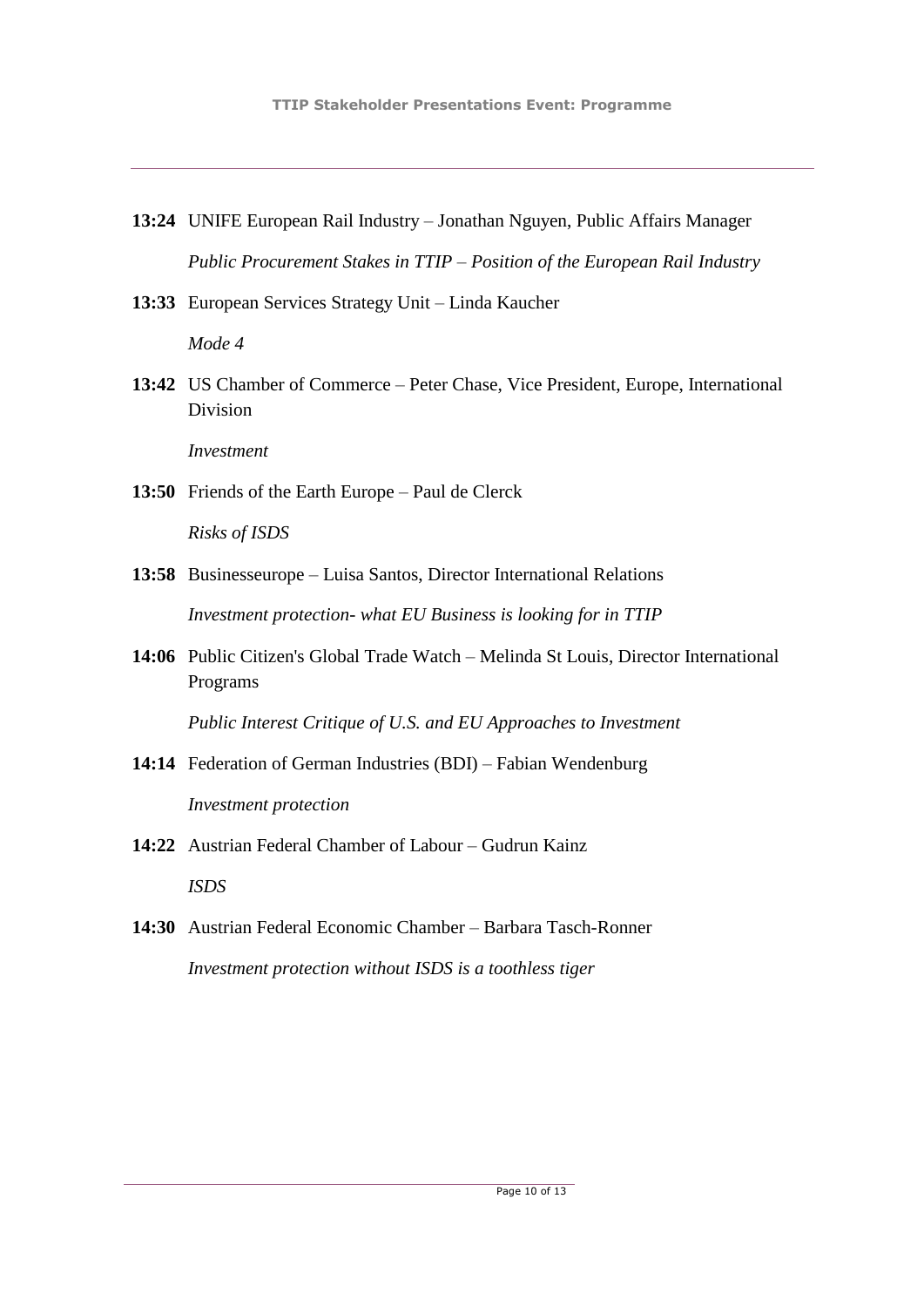**13:24** UNIFE European Rail Industry – Jonathan Nguyen, Public Affairs Manager

*Public Procurement Stakes in TTIP – Position of the European Rail Industry*

**13:33** European Services Strategy Unit – Linda Kaucher

*Mode 4*

**13:42** US Chamber of Commerce – Peter Chase, Vice President, Europe, International Division

*Investment*

**13:50** Friends of the Earth Europe – Paul de Clerck

*Risks of ISDS*

**13:58** Businesseurope – Luisa Santos, Director International Relations

*Investment protection- what EU Business is looking for in TTIP*

**14:06** Public Citizen's Global Trade Watch – Melinda St Louis, Director International Programs

*Public Interest Critique of U.S. and EU Approaches to Investment*

**14:14** Federation of German Industries (BDI) – Fabian Wendenburg

*Investment protection*

**14:22** Austrian Federal Chamber of Labour – Gudrun Kainz

*ISDS*

**14:30** Austrian Federal Economic Chamber – Barbara Tasch-Ronner

*Investment protection without ISDS is a toothless tiger*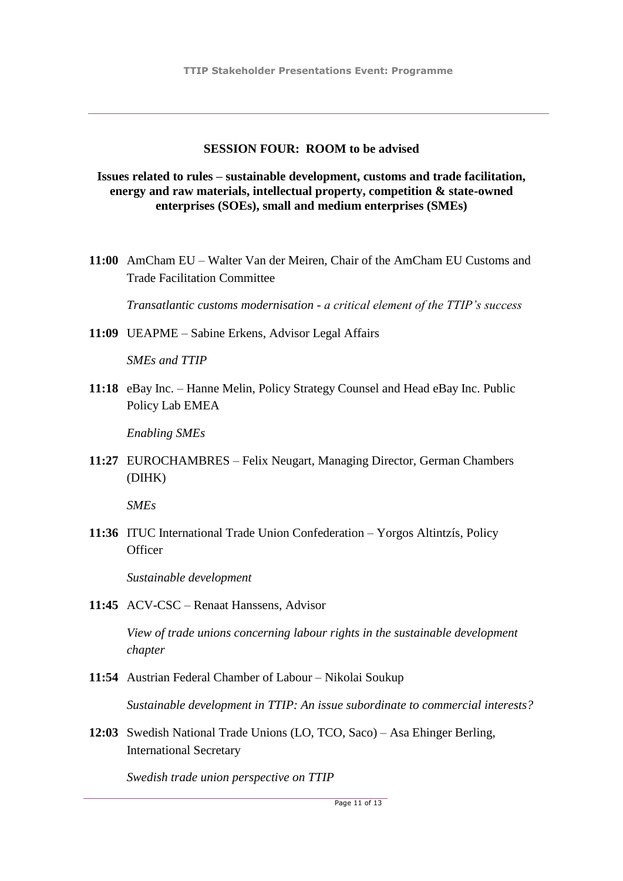## SESSION FOUR: ROOM to be advised

**Issues related to rules – sustainable development, customs and trade facilitation, energy and raw materials, intellectual property, competition & state-owned enterprises (SOEs), small and medium enterprises (SMEs)**

**11:00** AmCham EU – Walter Van der Meiren, Chair of the AmCham EU Customs and Trade Facilitation Committee

*Transatlantic customs modernisation - a critical element of the TTIP's success*

**11:09** UEAPME – Sabine Erkens, Advisor Legal Affairs

*SMEs and TTIP*

**11:18** eBay Inc. – Hanne Melin, Policy Strategy Counsel and Head eBay Inc. Public Policy Lab EMEA

*Enabling SMEs*

**11:27** EUROCHAMBRES – Felix Neugart, Managing Director, German Chambers (DIHK)

*SMEs*

**11:36** ITUC International Trade Union Confederation – Yorgos Altintzís, Policy Officer

*Sustainable development*

**11:45** ACV-CSC – Renaat Hanssens, Advisor

*View of trade unions concerning labour rights in the sustainable development chapter*

**11:54** Austrian Federal Chamber of Labour – Nikolai Soukup

*Sustainable development in TTIP: An issue subordinate to commercial interests?*

**12:03** Swedish National Trade Unions (LO, TCO, Saco) – Asa Ehinger Berling, International Secretary

*Swedish trade union perspective on TTIP*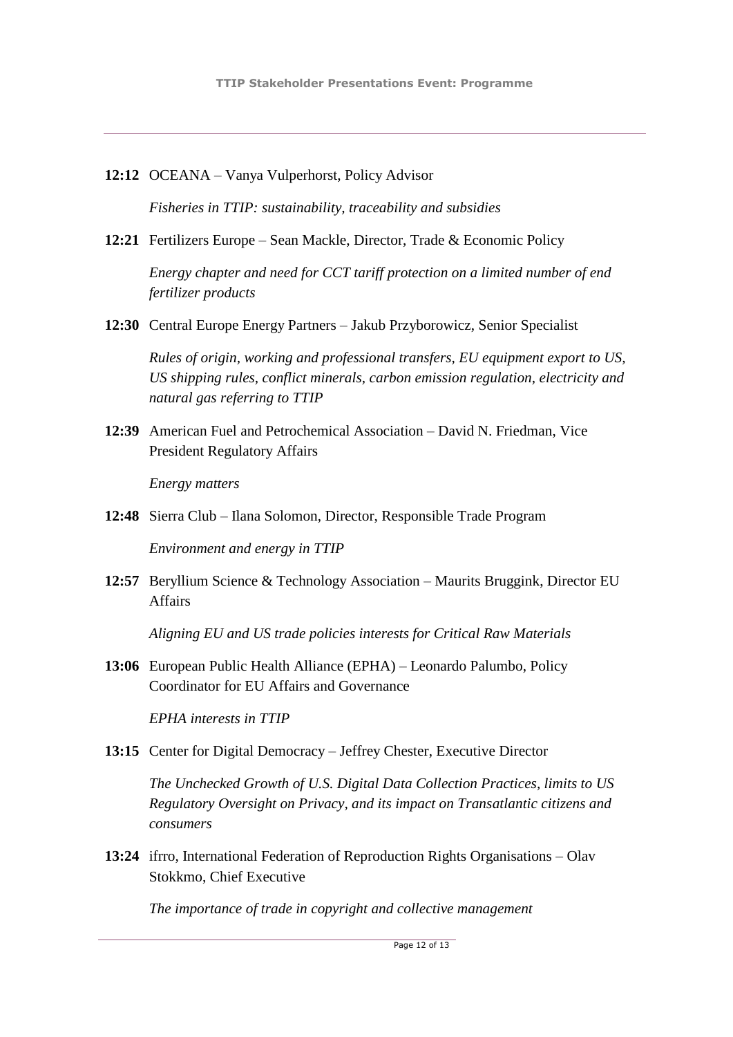**12:12** OCEANA – Vanya Vulperhorst, Policy Advisor

*Fisheries in TTIP: sustainability, traceability and subsidies*

**12:21** Fertilizers Europe – Sean Mackle, Director, Trade & Economic Policy

*Energy chapter and need for CCT tariff protection on a limited number of end fertilizer products*

**12:30** Central Europe Energy Partners – Jakub Przyborowicz, Senior Specialist

*Rules of origin, working and professional transfers, EU equipment export to US, US shipping rules, conflict minerals, carbon emission regulation, electricity and natural gas referring to TTIP*

**12:39** American Fuel and Petrochemical Association – David N. Friedman, Vice President Regulatory Affairs

*Energy matters*

**12:48** Sierra Club – Ilana Solomon, Director, Responsible Trade Program

*Environment and energy in TTIP*

**12:57** Beryllium Science & Technology Association – Maurits Bruggink, Director EU Affairs

*Aligning EU and US trade policies interests for Critical Raw Materials*

**13:06** European Public Health Alliance (EPHA) – Leonardo Palumbo, Policy Coordinator for EU Affairs and Governance

*EPHA interests in TTIP*

**13:15** Center for Digital Democracy – Jeffrey Chester, Executive Director

*The Unchecked Growth of U.S. Digital Data Collection Practices, limits to US Regulatory Oversight on Privacy, and its impact on Transatlantic citizens and consumers*

**13:24** ifrro, International Federation of Reproduction Rights Organisations – Olav Stokkmo, Chief Executive

*The importance of trade in copyright and collective management*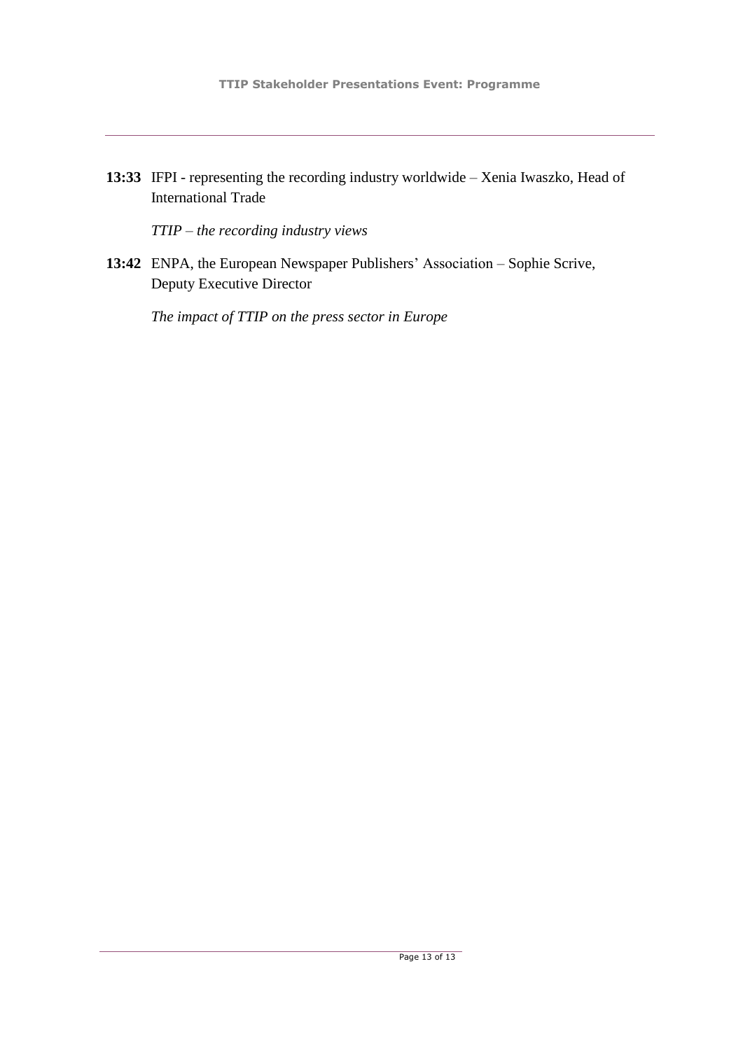**13:33** IFPI - representing the recording industry worldwide – Xenia Iwaszko, Head of International Trade

*TTIP – the recording industry views*

**13:42** ENPA, the European Newspaper Publishers' Association – Sophie Scrive, Deputy Executive Director

*The impact of TTIP on the press sector in Europe*